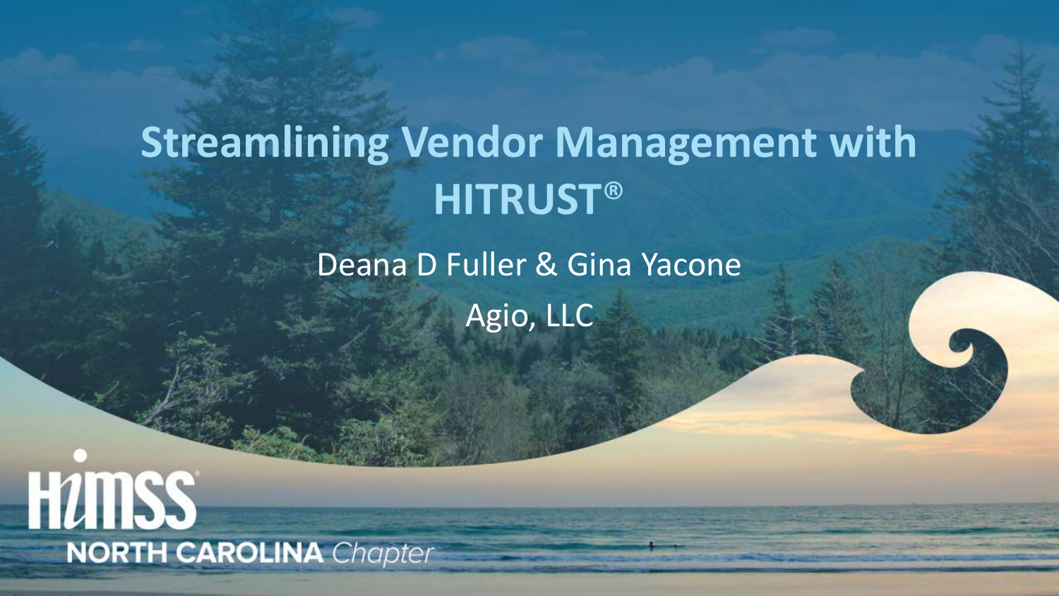# Streamlining Vendor Management with HITRUST®

Deana D Fuller & Gina Yacone

Agio, LLC

HIMSS NORTH CAROLINA *Chapter*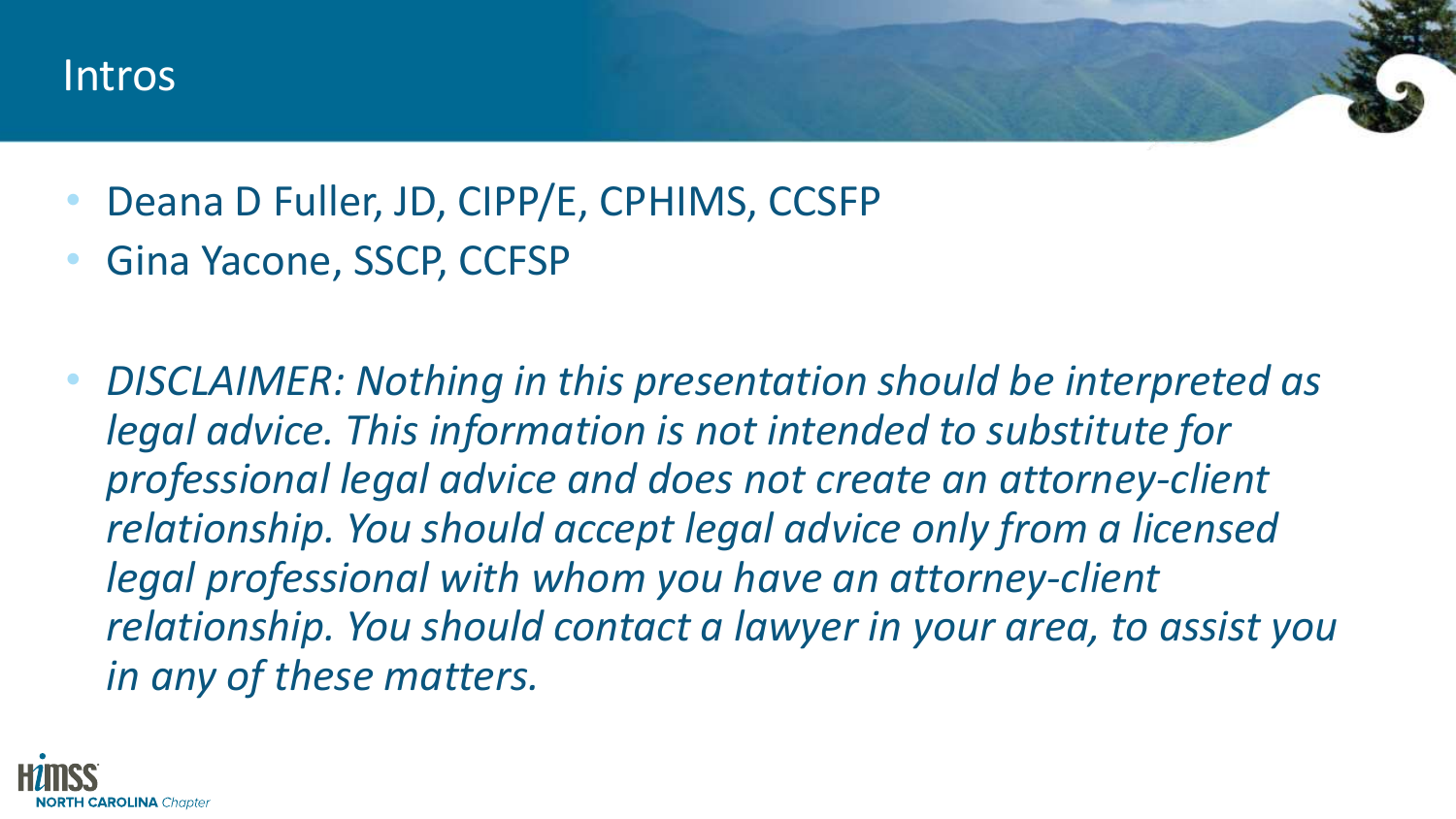# Intros

- Deana D Fuller, JD, CIPP/E, CPHIMS, CCSFP
- Gina Yacone, SSCP, CCFSP

- *DISCLAIMER: Nothing in this presentation should be interpreted as legal advice. This information is not intended to substitute for professional legal advice and does not create an attorney-client relationship. You should accept legal advice only from a licensed legal professional with whom you have an attorney-client relationship. You should contact a lawyer in your area, to assist you in any of these matters.*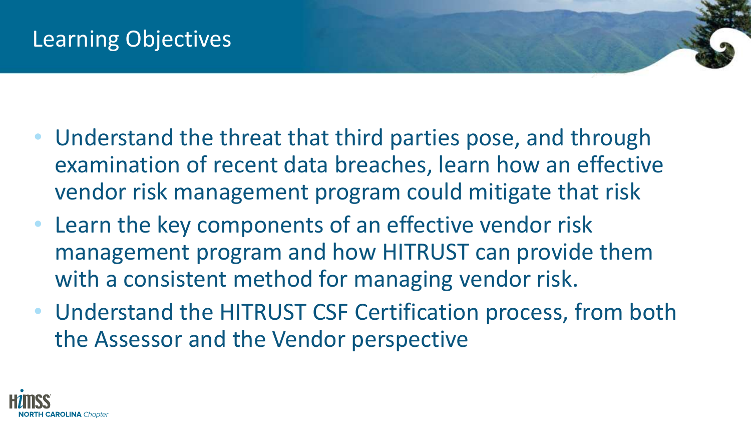## Learning Objectives

- Understand the threat that third parties pose, and through examination of recent data breaches, learn how an effective vendor risk management program could mitigate that risk
- Learn the key components of an effective vendor risk management program and how HITRUST can provide them with a consistent method for managing vendor risk.
- Understand the HITRUST CSF Certification process, from both the Assessor and the Vendor perspective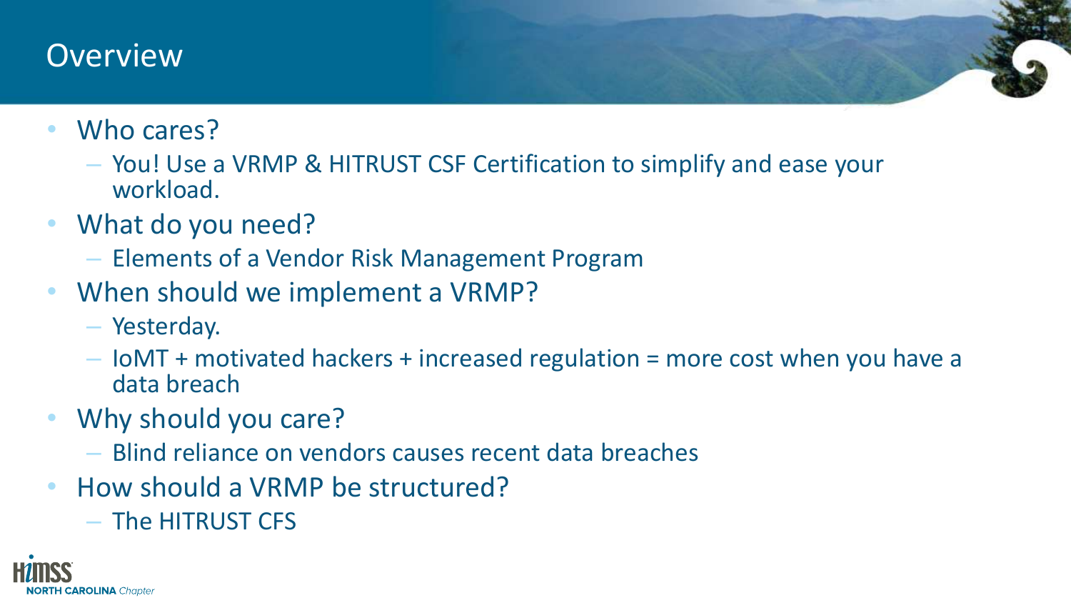# Overview

- Who cares?
  - You! Use a VRMP & HITRUST CSF Certification to simplify and ease your workload.
- What do you need?
  - Elements of a Vendor Risk Management Program
- When should we implement a VRMP?
  - Yesterday.
  - IoMT + motivated hackers + increased regulation = more cost when you have a data breach
- Why should you care?
  - Blind reliance on vendors causes recent data breaches
- How should a VRMP be structured?
  - The HITRUST CFS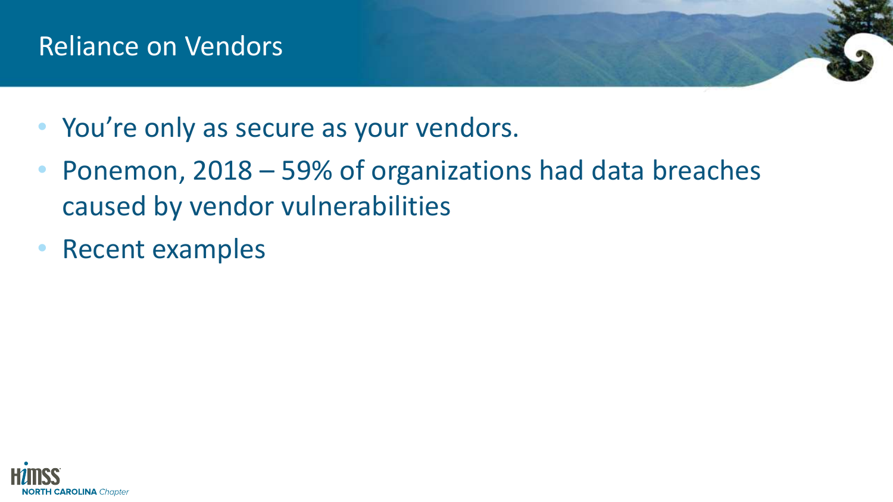## Reliance on Vendors

- You're only as secure as your vendors.
- Ponemon, 2018 – 59% of organizations had data breaches caused by vendor vulnerabilities
- Recent examples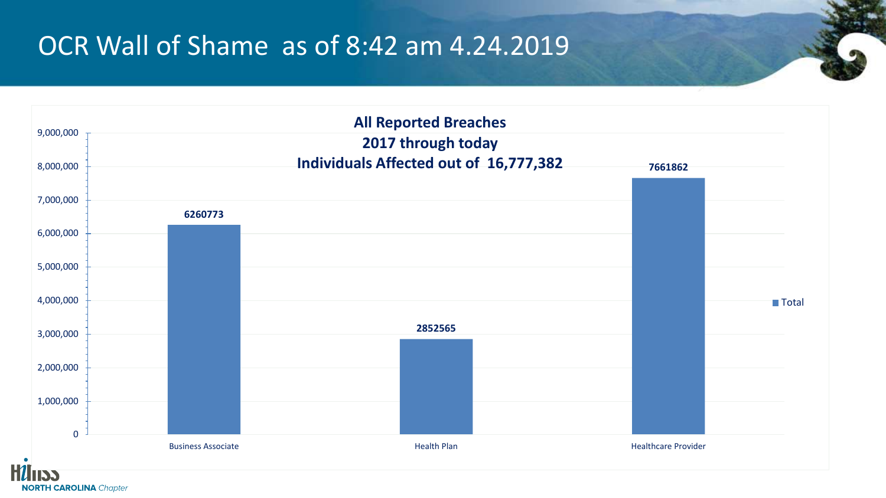# OCR Wall of Shame as of 8:42 am 4.24.2019

**All Reported Breaches**
**2017 through today**
**Individuals Affected out of 16,777,382**

| Category | Total |
| --- | --- |
| Business Associate | 6260773 |
| Health Plan | 2852565 |
| Healthcare Provider | 7661862 |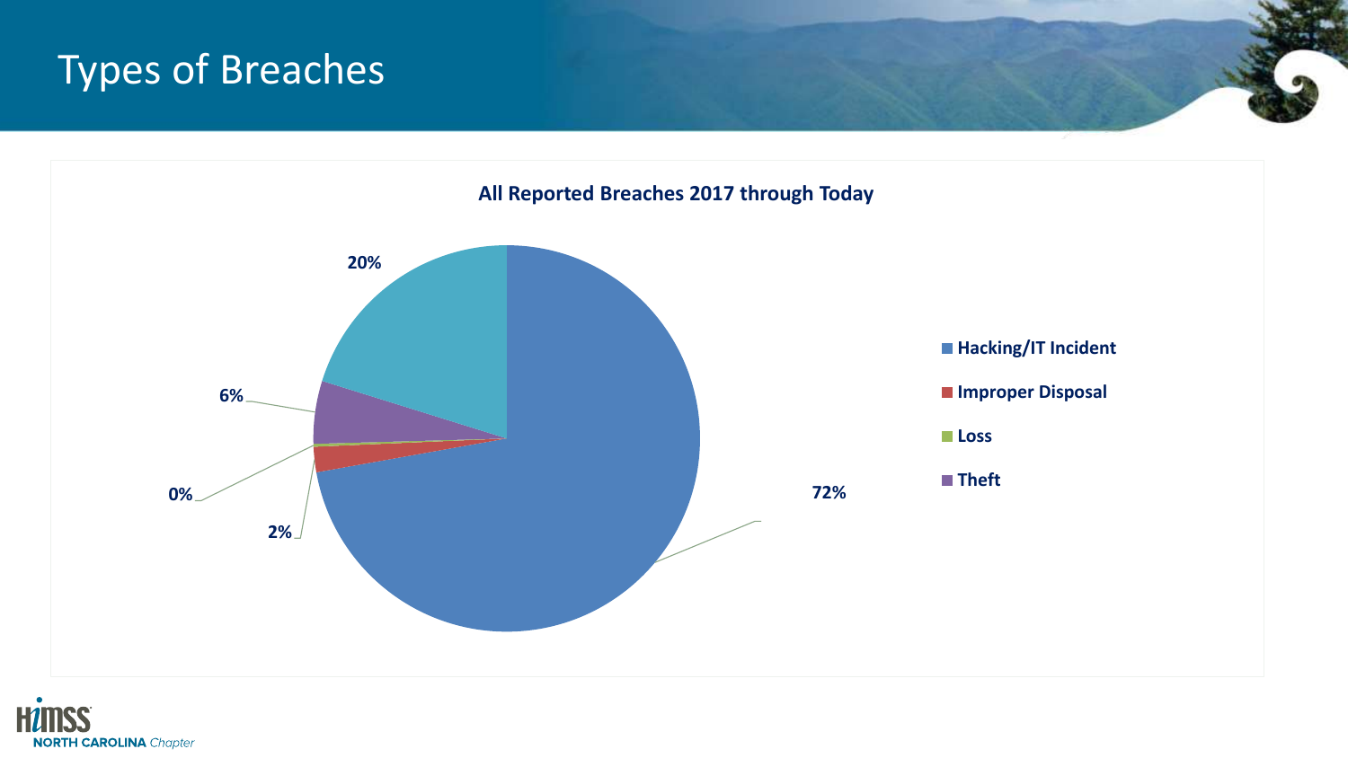# Types of Breaches

**All Reported Breaches 2017 through Today**

| Type | Percentage |
| --- | --- |
| Hacking/IT Incident | 72% |
| Improper Disposal | 2% |
| Loss | 0% |
| Theft | 6% |
| (unlabeled) | 20% |

**HIMSS NORTH CAROLINA** *Chapter*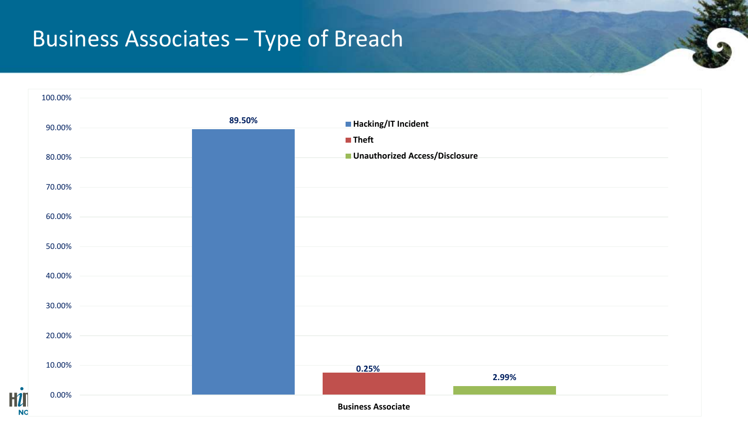# Business Associates – Type of Breach

| Type of Breach | Business Associate |
| --- | --- |
| Hacking/IT Incident | 89.50% |
| Theft | 0.25% |
| Unauthorized Access/Disclosure | 2.99% |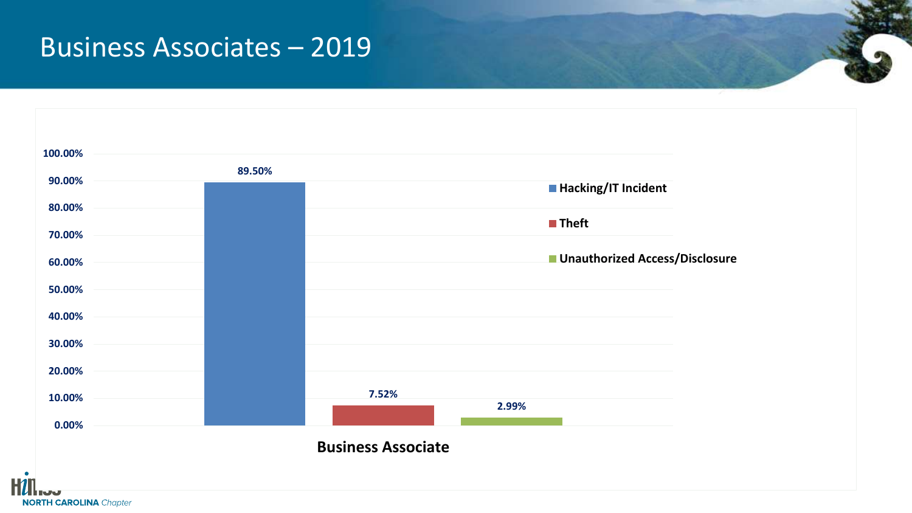# Business Associates – 2019

| Business Associate | Percentage |
| --- | --- |
| Hacking/IT Incident | 89.50% |
| Theft | 7.52% |
| Unauthorized Access/Disclosure | 2.99% |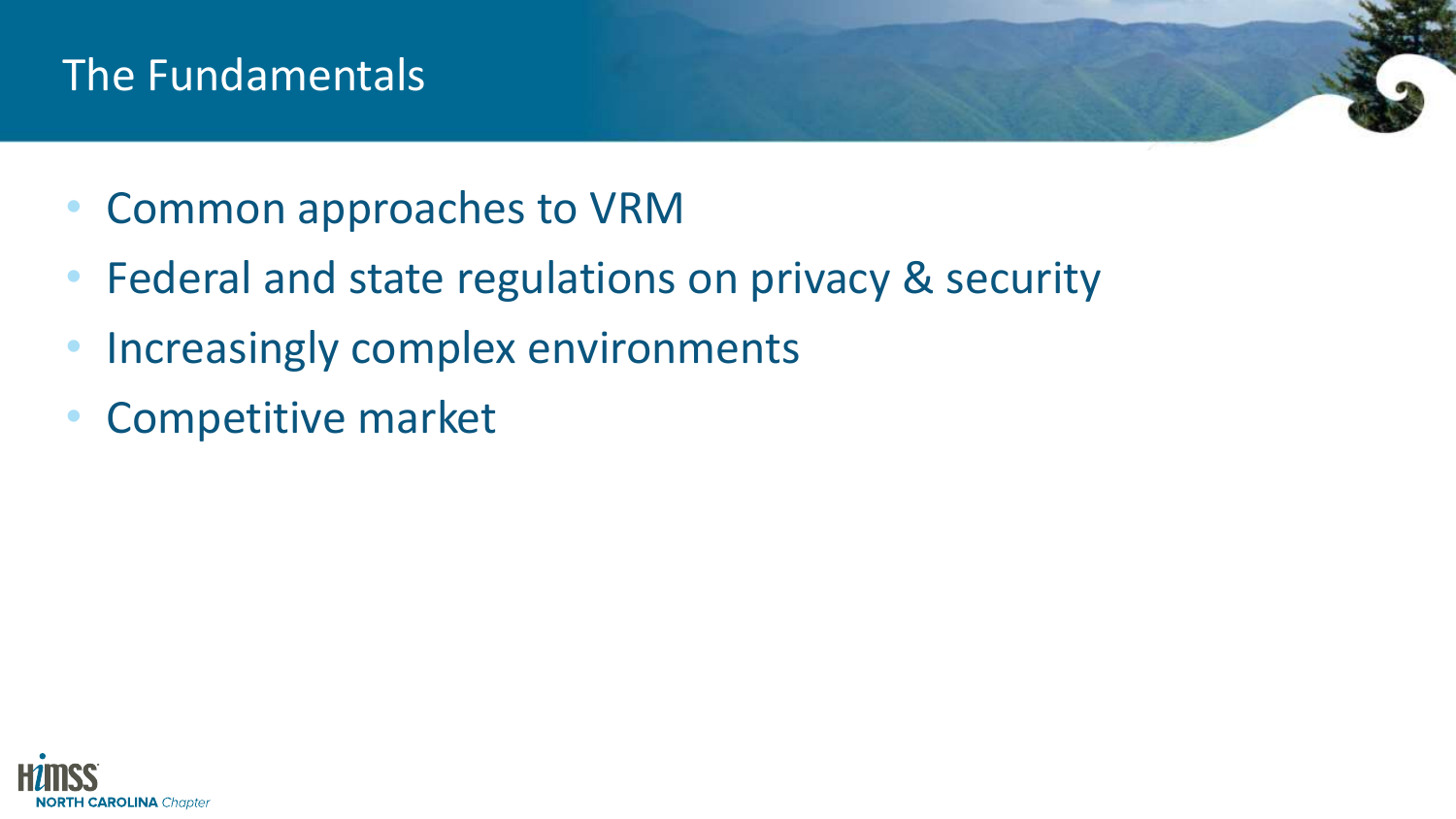# The Fundamentals

- Common approaches to VRM
- Federal and state regulations on privacy & security
- Increasingly complex environments
- Competitive market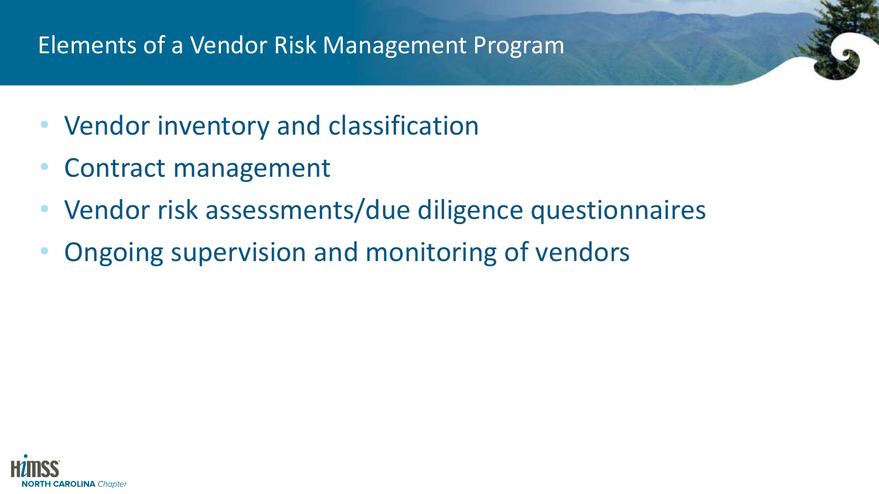# Elements of a Vendor Risk Management Program

- Vendor inventory and classification
- Contract management
- Vendor risk assessments/due diligence questionnaires
- Ongoing supervision and monitoring of vendors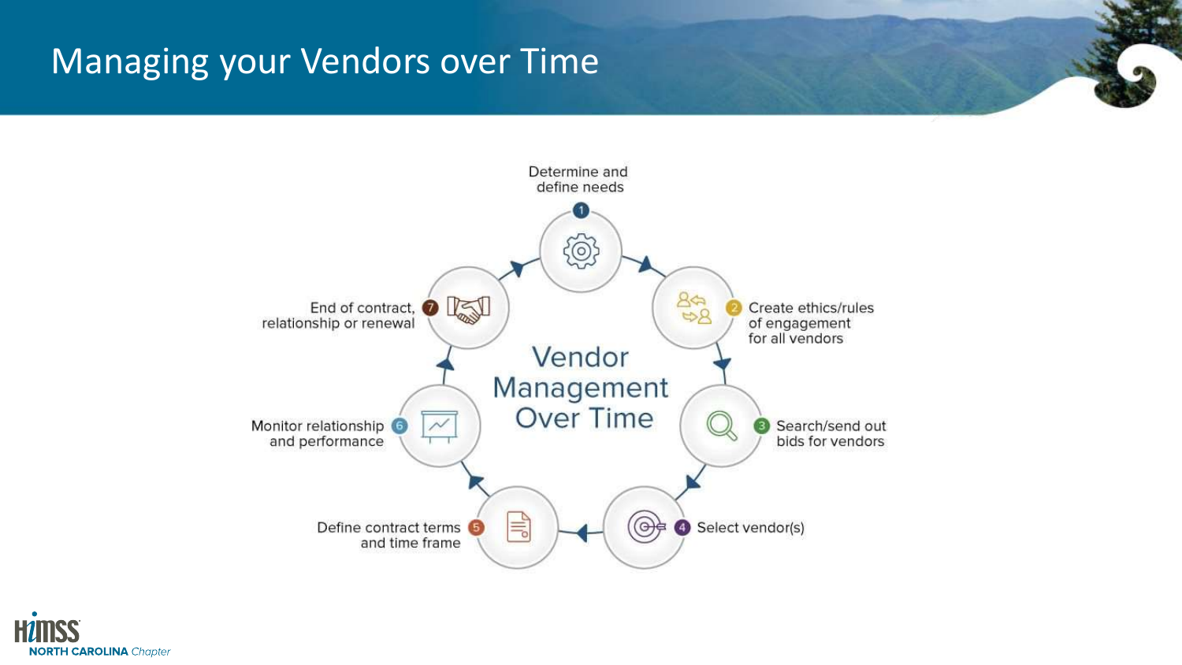# Managing your Vendors over Time

**Vendor Management Over Time**

1. Determine and define needs
2. Create ethics/rules of engagement for all vendors
3. Search/send out bids for vendors
4. Select vendor(s)
5. Define contract terms and time frame
6. Monitor relationship and performance
7. End of contract, relationship or renewal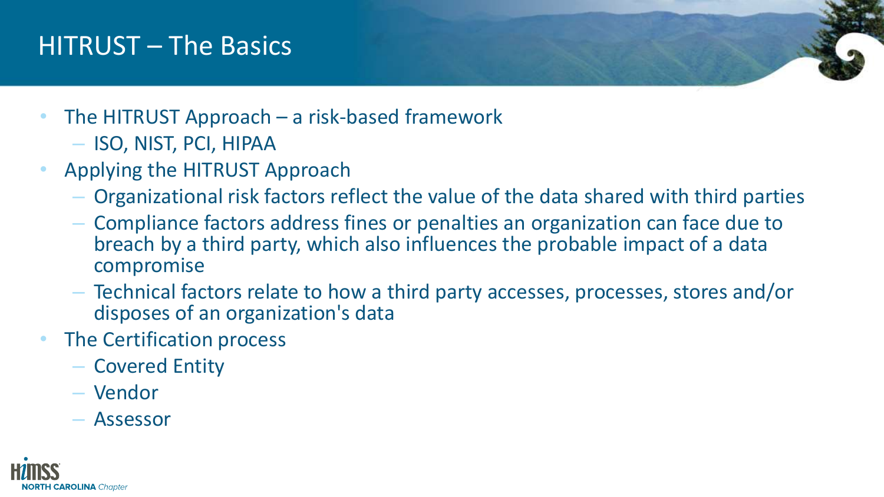# HITRUST – The Basics

- The HITRUST Approach – a risk-based framework
  - ISO, NIST, PCI, HIPAA
- Applying the HITRUST Approach
  - Organizational risk factors reflect the value of the data shared with third parties
  - Compliance factors address fines or penalties an organization can face due to breach by a third party, which also influences the probable impact of a data compromise
  - Technical factors relate to how a third party accesses, processes, stores and/or disposes of an organization's data
- The Certification process
  - Covered Entity
  - Vendor
  - Assessor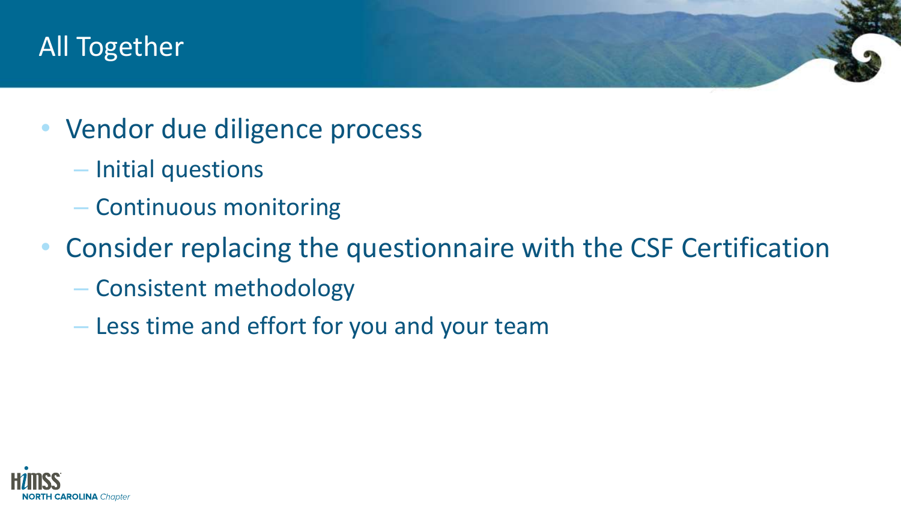# All Together

- Vendor due diligence process
  - Initial questions
  - Continuous monitoring
- Consider replacing the questionnaire with the CSF Certification
  - Consistent methodology
  - Less time and effort for you and your team